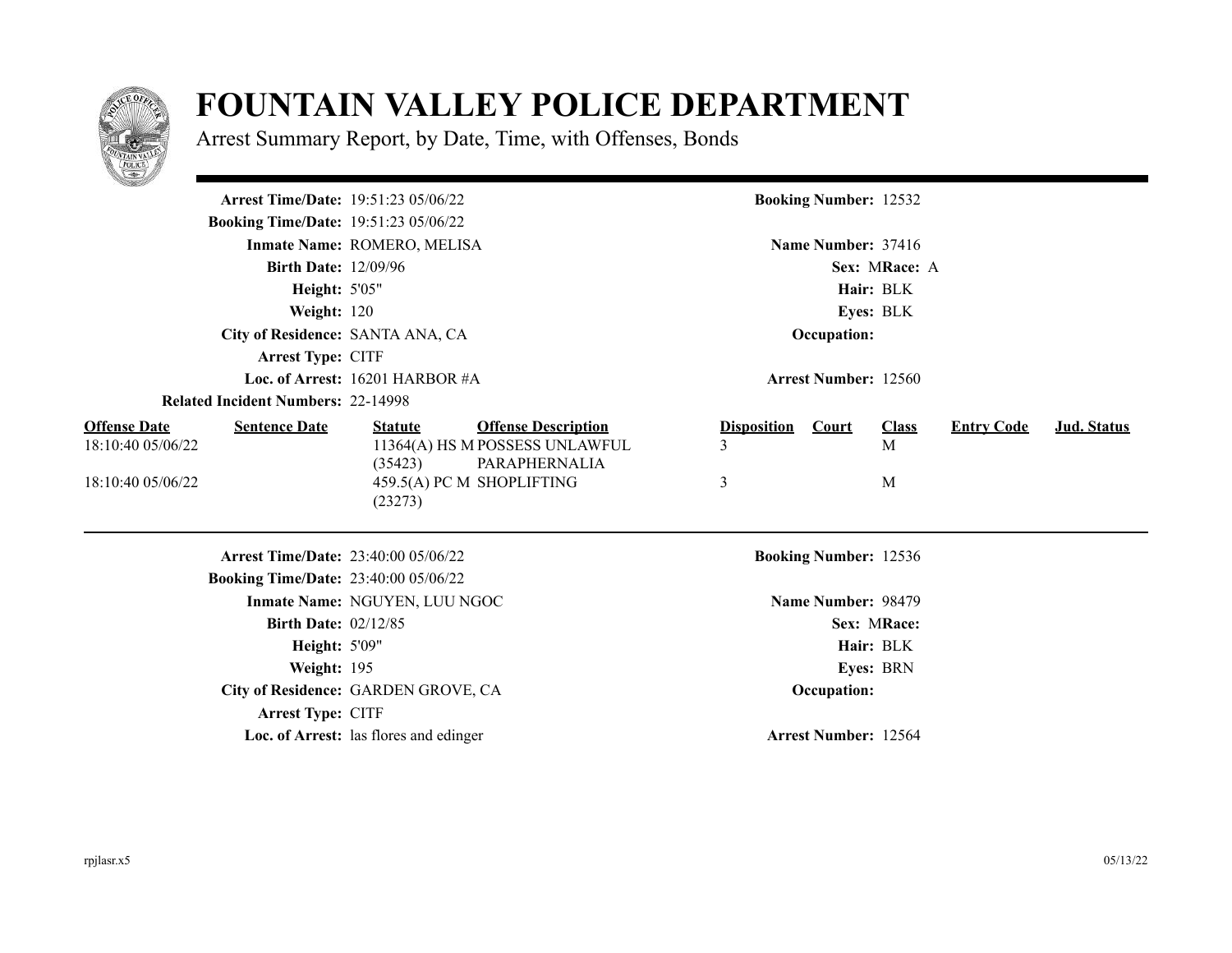# FOUNTAIN VALLEY POLICE DEPARTMENT

Arrest Summary Report, by Date, Time, with Offenses, Bonds

**Arrest Time/Date:** 19:51:23 05/06/22
**Booking Number:** 12532
**Booking Time/Date:** 19:51:23 05/06/22
**Inmate Name:** ROMERO, MELISA
**Name Number:** 37416
**Birth Date:** 12/09/96
**Sex:** M **Race:** A
**Height:** 5'05"
**Hair:** BLK
**Weight:** 120
**Eyes:** BLK
**City of Residence:** SANTA ANA, CA
**Occupation:**
**Arrest Type:** CITF
**Loc. of Arrest:** 16201 HARBOR #A
**Arrest Number:** 12560
**Related Incident Numbers:** 22-14998

| Offense Date | Sentence Date | Statute | Offense Description | Disposition | Court | Class | Entry Code | Jud. Status |
|---|---|---|---|---|---|---|---|---|
| 18:10:40 05/06/22 | | 11364(A) HS M (35423) | POSSESS UNLAWFUL PARAPHERNALIA | 3 | | M | | |
| 18:10:40 05/06/22 | | 459.5(A) PC M (23273) | SHOPLIFTING | 3 | | M | | |

---

**Arrest Time/Date:** 23:40:00 05/06/22
**Booking Number:** 12536
**Booking Time/Date:** 23:40:00 05/06/22
**Inmate Name:** NGUYEN, LUU NGOC
**Name Number:** 98479
**Birth Date:** 02/12/85
**Sex:** M **Race:**
**Height:** 5'09"
**Hair:** BLK
**Weight:** 195
**Eyes:** BRN
**City of Residence:** GARDEN GROVE, CA
**Occupation:**
**Arrest Type:** CITF
**Loc. of Arrest:** las flores and edinger
**Arrest Number:** 12564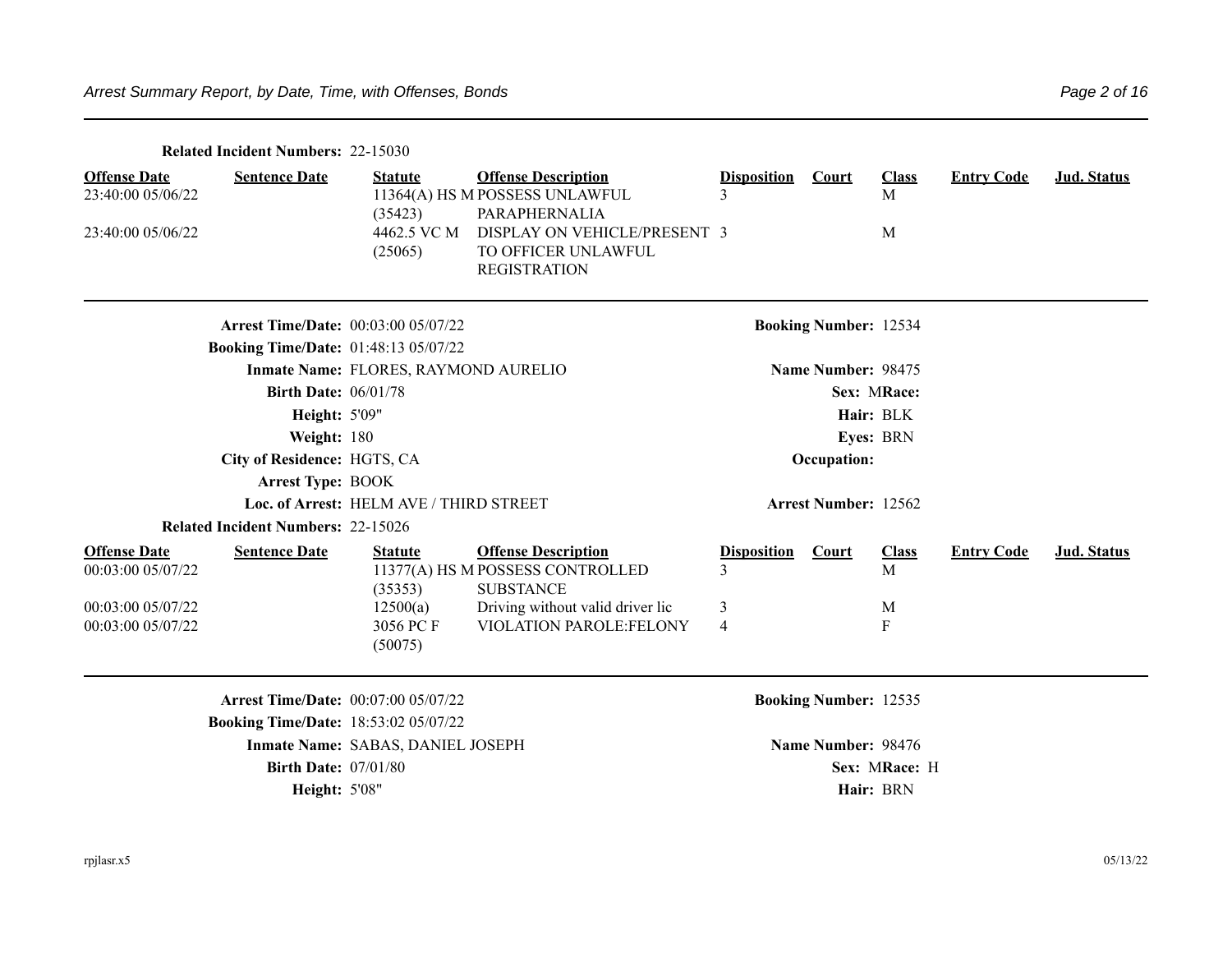**Related Incident Numbers:** 22-15030

| Offense Date | Sentence Date | Statute | Offense Description | Disposition | Court | Class | Entry Code | Jud. Status |
|---|---|---|---|---|---|---|---|---|
| 23:40:00 05/06/22 | | 11364(A) HS M (35423) | POSSESS UNLAWFUL PARAPHERNALIA | 3 | | M | | |
| 23:40:00 05/06/22 | | 4462.5 VC M (25065) | DISPLAY ON VEHICLE/PRESENT TO OFFICER UNLAWFUL REGISTRATION | 3 | | M | | |

---

**Arrest Time/Date:** 00:03:00 05/07/22 **Booking Number:** 12534

**Booking Time/Date:** 01:48:13 05/07/22

**Inmate Name:** FLORES, RAYMOND AURELIO **Name Number:** 98475

**Birth Date:** 06/01/78 **Sex:** M **Race:**

**Height:** 5'09" **Hair:** BLK

**Weight:** 180 **Eyes:** BRN

**City of Residence:** HGTS, CA **Occupation:**

**Arrest Type:** BOOK

**Loc. of Arrest:** HELM AVE / THIRD STREET **Arrest Number:** 12562

**Related Incident Numbers:** 22-15026

| Offense Date | Sentence Date | Statute | Offense Description | Disposition | Court | Class | Entry Code | Jud. Status |
|---|---|---|---|---|---|---|---|---|
| 00:03:00 05/07/22 | | 11377(A) HS M (35353) | POSSESS CONTROLLED SUBSTANCE | 3 | | M | | |
| 00:03:00 05/07/22 | | 12500(a) | Driving without valid driver lic | 3 | | M | | |
| 00:03:00 05/07/22 | | 3056 PC F (50075) | VIOLATION PAROLE:FELONY | 4 | | F | | |

---

**Arrest Time/Date:** 00:07:00 05/07/22 **Booking Number:** 12535

**Booking Time/Date:** 18:53:02 05/07/22

**Inmate Name:** SABAS, DANIEL JOSEPH **Name Number:** 98476

**Birth Date:** 07/01/80 **Sex:** M **Race:** H

**Height:** 5'08" **Hair:** BRN

rpjlasr.x5 05/13/22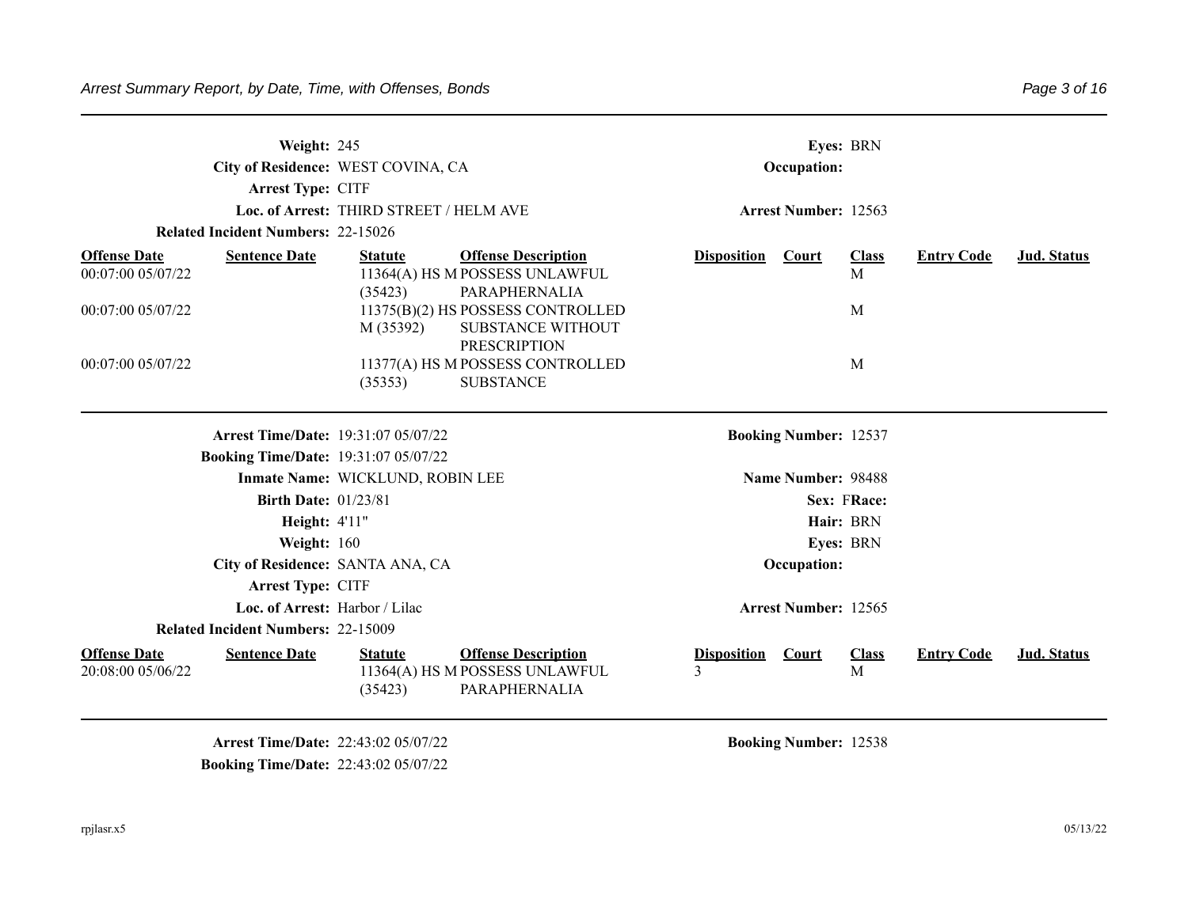**Weight:** 245 | **Eyes:** BRN

**City of Residence:** WEST COVINA, CA | **Occupation:**

**Arrest Type:** CITF

**Loc. of Arrest:** THIRD STREET / HELM AVE | **Arrest Number:** 12563

**Related Incident Numbers:** 22-15026

| Offense Date | Sentence Date | Statute | Offense Description | Disposition | Court | Class | Entry Code | Jud. Status |
|---|---|---|---|---|---|---|---|---|
| 00:07:00 05/07/22 | | 11364(A) HS M (35423) | POSSESS UNLAWFUL PARAPHERNALIA | | | M | | |
| 00:07:00 05/07/22 | | 11375(B)(2) HS M (35392) | POSSESS CONTROLLED SUBSTANCE WITHOUT PRESCRIPTION | | | M | | |
| 00:07:00 05/07/22 | | 11377(A) HS M (35353) | POSSESS CONTROLLED SUBSTANCE | | | M | | |

---

**Arrest Time/Date:** 19:31:07 05/07/22 | **Booking Number:** 12537

**Booking Time/Date:** 19:31:07 05/07/22

**Inmate Name:** WICKLUND, ROBIN LEE | **Name Number:** 98488

**Birth Date:** 01/23/81 | **Sex:** F **Race:**

**Height:** 4'11" | **Hair:** BRN

**Weight:** 160 | **Eyes:** BRN

**City of Residence:** SANTA ANA, CA | **Occupation:**

**Arrest Type:** CITF

**Loc. of Arrest:** Harbor / Lilac | **Arrest Number:** 12565

**Related Incident Numbers:** 22-15009

| Offense Date | Sentence Date | Statute | Offense Description | Disposition | Court | Class | Entry Code | Jud. Status |
|---|---|---|---|---|---|---|---|---|
| 20:08:00 05/06/22 | | 11364(A) HS M (35423) | POSSESS UNLAWFUL PARAPHERNALIA | 3 | | M | | |

---

**Arrest Time/Date:** 22:43:02 05/07/22 | **Booking Number:** 12538

**Booking Time/Date:** 22:43:02 05/07/22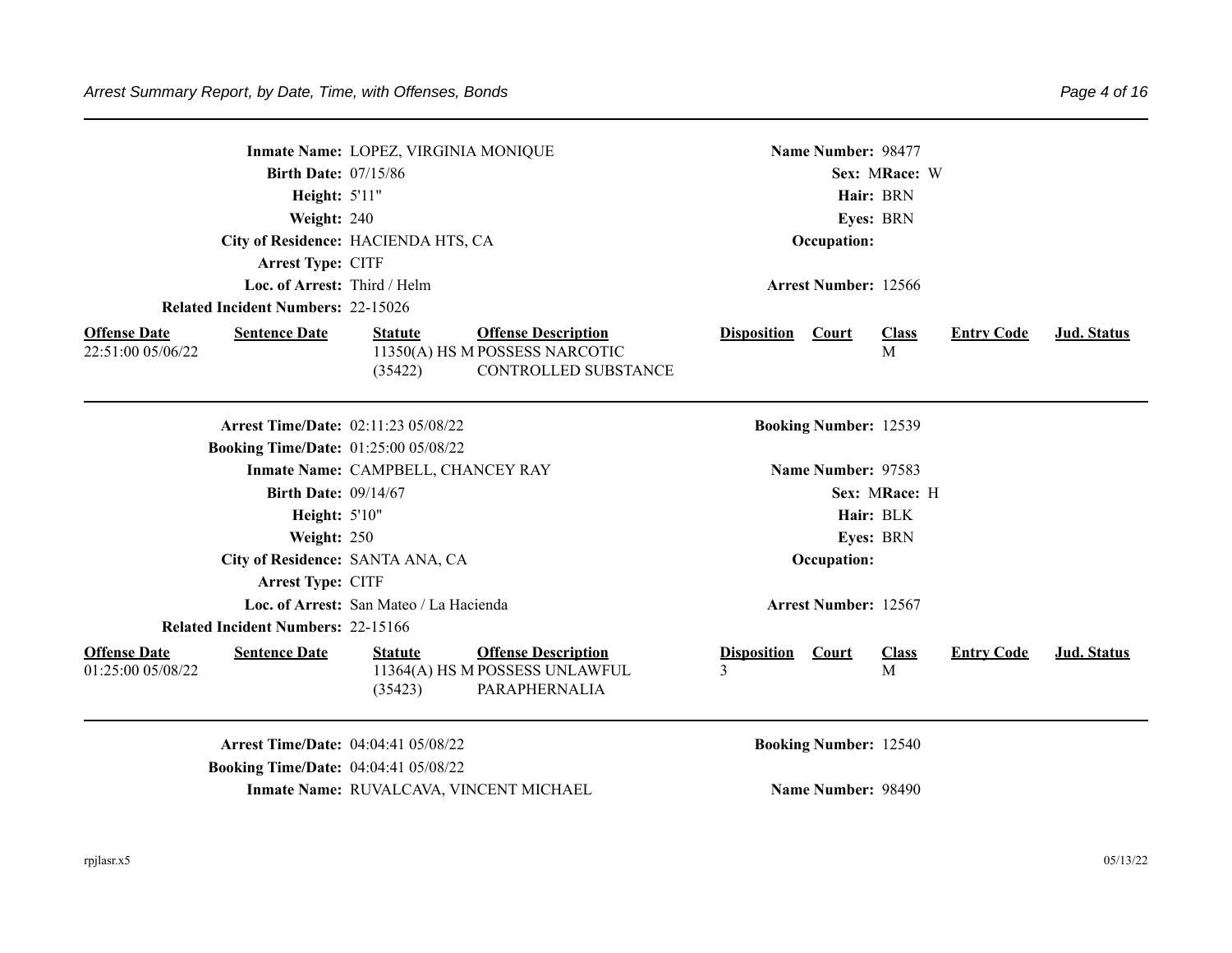**Inmate Name:** LOPEZ, VIRGINIA MONIQUE  **Name Number:** 98477
**Birth Date:** 07/15/86  **Sex:** M **Race:** W
**Height:** 5'11"  **Hair:** BRN
**Weight:** 240  **Eyes:** BRN
**City of Residence:** HACIENDA HTS, CA  **Occupation:**
**Arrest Type:** CITF
**Loc. of Arrest:** Third / Helm  **Arrest Number:** 12566
**Related Incident Numbers:** 22-15026

| Offense Date | Sentence Date | Statute | Offense Description | Disposition | Court | Class | Entry Code | Jud. Status |
|---|---|---|---|---|---|---|---|---|
| 22:51:00 05/06/22 | | 11350(A) HS M (35422) | POSSESS NARCOTIC CONTROLLED SUBSTANCE | | | M | | |

---

**Arrest Time/Date:** 02:11:23 05/08/22  **Booking Number:** 12539
**Booking Time/Date:** 01:25:00 05/08/22
**Inmate Name:** CAMPBELL, CHANCEY RAY  **Name Number:** 97583
**Birth Date:** 09/14/67  **Sex:** M **Race:** H
**Height:** 5'10"  **Hair:** BLK
**Weight:** 250  **Eyes:** BRN
**City of Residence:** SANTA ANA, CA  **Occupation:**
**Arrest Type:** CITF
**Loc. of Arrest:** San Mateo / La Hacienda  **Arrest Number:** 12567
**Related Incident Numbers:** 22-15166

| Offense Date | Sentence Date | Statute | Offense Description | Disposition | Court | Class | Entry Code | Jud. Status |
|---|---|---|---|---|---|---|---|---|
| 01:25:00 05/08/22 | | 11364(A) HS M (35423) | POSSESS UNLAWFUL PARAPHERNALIA | 3 | | M | | |

---

**Arrest Time/Date:** 04:04:41 05/08/22  **Booking Number:** 12540
**Booking Time/Date:** 04:04:41 05/08/22
**Inmate Name:** RUVALCAVA, VINCENT MICHAEL  **Name Number:** 98490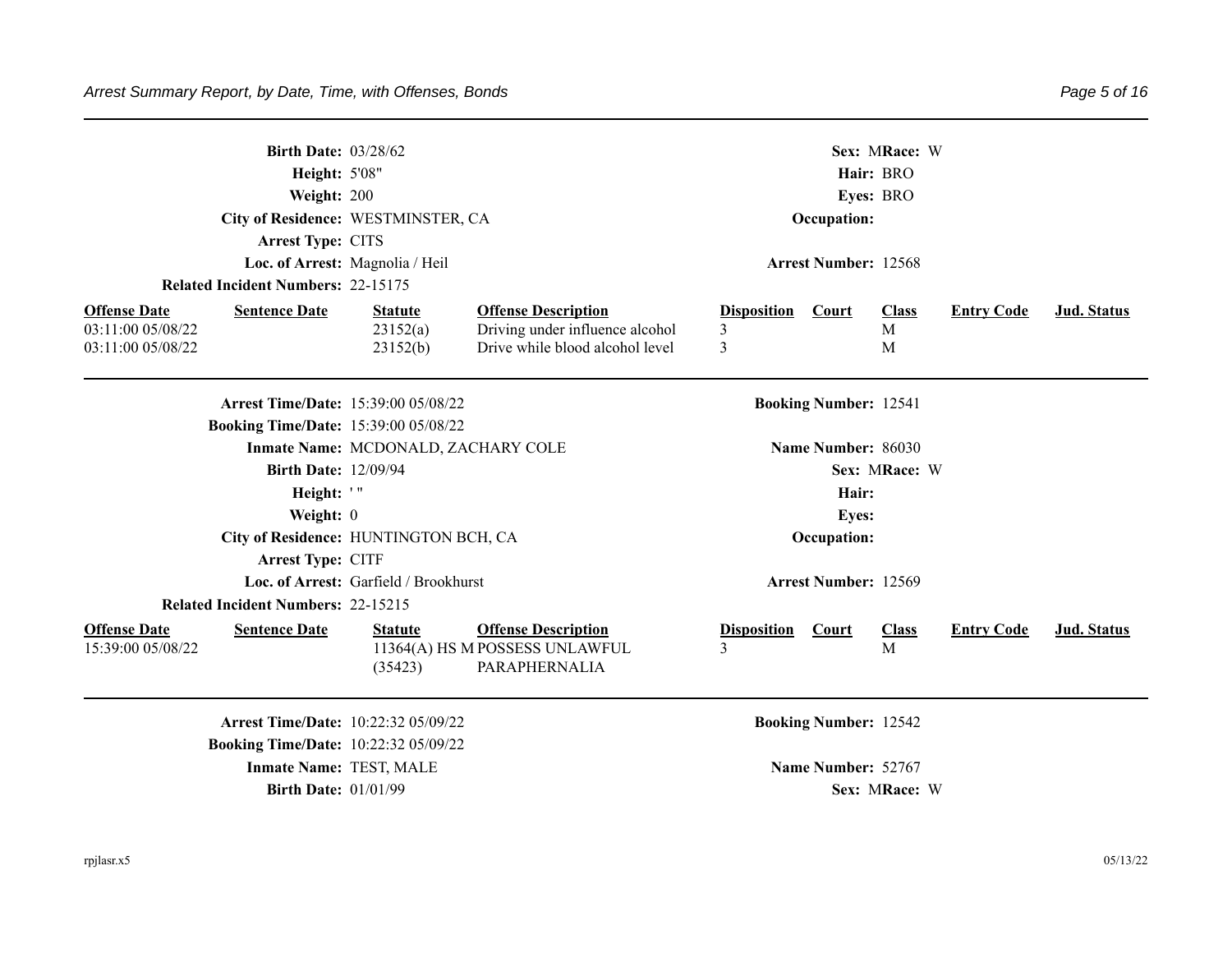**Birth Date:** 03/28/62 **Sex:** M **Race:** W
**Height:** 5'08" **Hair:** BRO
**Weight:** 200 **Eyes:** BRO
**City of Residence:** WESTMINSTER, CA **Occupation:**
**Arrest Type:** CITS
**Loc. of Arrest:** Magnolia / Heil **Arrest Number:** 12568
**Related Incident Numbers:** 22-15175

| Offense Date | Sentence Date | Statute | Offense Description | Disposition | Court | Class | Entry Code | Jud. Status |
|---|---|---|---|---|---|---|---|---|
| 03:11:00 05/08/22 | | 23152(a) | Driving under influence alcohol | 3 | | M | | |
| 03:11:00 05/08/22 | | 23152(b) | Drive while blood alcohol level | 3 | | M | | |

---

**Arrest Time/Date:** 15:39:00 05/08/22 **Booking Number:** 12541
**Booking Time/Date:** 15:39:00 05/08/22
**Inmate Name:** MCDONALD, ZACHARY COLE **Name Number:** 86030
**Birth Date:** 12/09/94 **Sex:** M **Race:** W
**Height:** ' " **Hair:**
**Weight:** 0 **Eyes:**
**City of Residence:** HUNTINGTON BCH, CA **Occupation:**
**Arrest Type:** CITF
**Loc. of Arrest:** Garfield / Brookhurst **Arrest Number:** 12569
**Related Incident Numbers:** 22-15215

| Offense Date | Sentence Date | Statute | Offense Description | Disposition | Court | Class | Entry Code | Jud. Status |
|---|---|---|---|---|---|---|---|---|
| 15:39:00 05/08/22 | | 11364(A) HS M (35423) | POSSESS UNLAWFUL PARAPHERNALIA | 3 | | M | | |

---

**Arrest Time/Date:** 10:22:32 05/09/22 **Booking Number:** 12542
**Booking Time/Date:** 10:22:32 05/09/22
**Inmate Name:** TEST, MALE **Name Number:** 52767
**Birth Date:** 01/01/99 **Sex:** M **Race:** W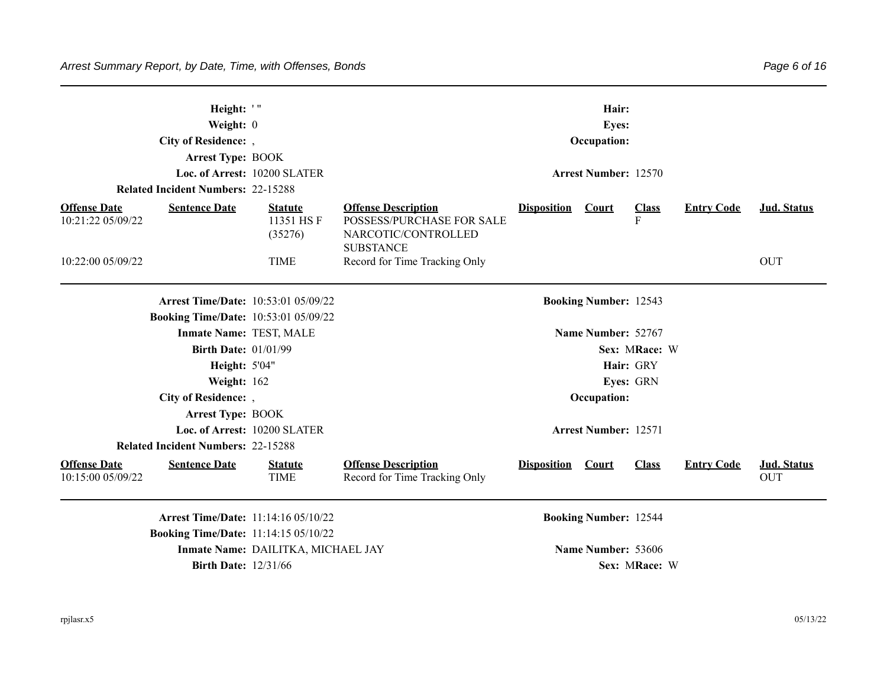**Height:** ' "  **Hair:**
**Weight:** 0  **Eyes:**
**City of Residence:** ,  **Occupation:**
**Arrest Type:** BOOK
**Loc. of Arrest:** 10200 SLATER  **Arrest Number:** 12570
**Related Incident Numbers:** 22-15288

| Offense Date | Sentence Date | Statute | Offense Description | Disposition | Court | Class | Entry Code | Jud. Status |
|---|---|---|---|---|---|---|---|---|
| 10:21:22 05/09/22 | | 11351 HS F (35276) | POSSESS/PURCHASE FOR SALE NARCOTIC/CONTROLLED SUBSTANCE | | | F | | |
| 10:22:00 05/09/22 | | TIME | Record for Time Tracking Only | | | | | OUT |

---

**Arrest Time/Date:** 10:53:01 05/09/22  **Booking Number:** 12543
**Booking Time/Date:** 10:53:01 05/09/22
**Inmate Name:** TEST, MALE  **Name Number:** 52767
**Birth Date:** 01/01/99  **Sex:** M **Race:** W
**Height:** 5'04"  **Hair:** GRY
**Weight:** 162  **Eyes:** GRN
**City of Residence:** ,  **Occupation:**
**Arrest Type:** BOOK
**Loc. of Arrest:** 10200 SLATER  **Arrest Number:** 12571
**Related Incident Numbers:** 22-15288

| Offense Date | Sentence Date | Statute | Offense Description | Disposition | Court | Class | Entry Code | Jud. Status |
|---|---|---|---|---|---|---|---|---|
| 10:15:00 05/09/22 | | TIME | Record for Time Tracking Only | | | | | OUT |

---

**Arrest Time/Date:** 11:14:16 05/10/22  **Booking Number:** 12544
**Booking Time/Date:** 11:14:15 05/10/22
**Inmate Name:** DAILITKA, MICHAEL JAY  **Name Number:** 53606
**Birth Date:** 12/31/66  **Sex:** M **Race:** W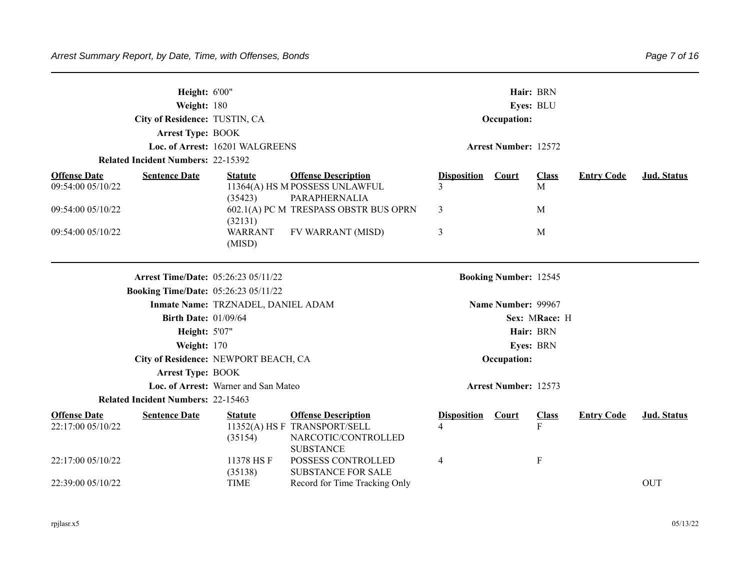**Height:** 6'00" **Hair:** BRN
**Weight:** 180 **Eyes:** BLU
**City of Residence:** TUSTIN, CA **Occupation:**
**Arrest Type:** BOOK
**Loc. of Arrest:** 16201 WALGREENS **Arrest Number:** 12572
**Related Incident Numbers:** 22-15392

| Offense Date | Sentence Date | Statute | Offense Description | Disposition | Court | Class | Entry Code | Jud. Status |
|---|---|---|---|---|---|---|---|---|
| 09:54:00 05/10/22 | | 11364(A) HS M (35423) | POSSESS UNLAWFUL PARAPHERNALIA | 3 | | M | | |
| 09:54:00 05/10/22 | | 602.1(A) PC M (32131) | TRESPASS OBSTR BUS OPRN | 3 | | M | | |
| 09:54:00 05/10/22 | | WARRANT (MISD) | FV WARRANT (MISD) | 3 | | M | | |

---

**Arrest Time/Date:** 05:26:23 05/11/22 **Booking Number:** 12545
**Booking Time/Date:** 05:26:23 05/11/22
**Inmate Name:** TRZNADEL, DANIEL ADAM **Name Number:** 99967
**Birth Date:** 01/09/64 **Sex:** M **Race:** H
**Height:** 5'07" **Hair:** BRN
**Weight:** 170 **Eyes:** BRN
**City of Residence:** NEWPORT BEACH, CA **Occupation:**
**Arrest Type:** BOOK
**Loc. of Arrest:** Warner and San Mateo **Arrest Number:** 12573
**Related Incident Numbers:** 22-15463

| Offense Date | Sentence Date | Statute | Offense Description | Disposition | Court | Class | Entry Code | Jud. Status |
|---|---|---|---|---|---|---|---|---|
| 22:17:00 05/10/22 | | 11352(A) HS F (35154) | TRANSPORT/SELL NARCOTIC/CONTROLLED SUBSTANCE | 4 | | F | | |
| 22:17:00 05/10/22 | | 11378 HS F (35138) | POSSESS CONTROLLED SUBSTANCE FOR SALE | 4 | | F | | |
| 22:39:00 05/10/22 | | TIME | Record for Time Tracking Only | | | | | OUT |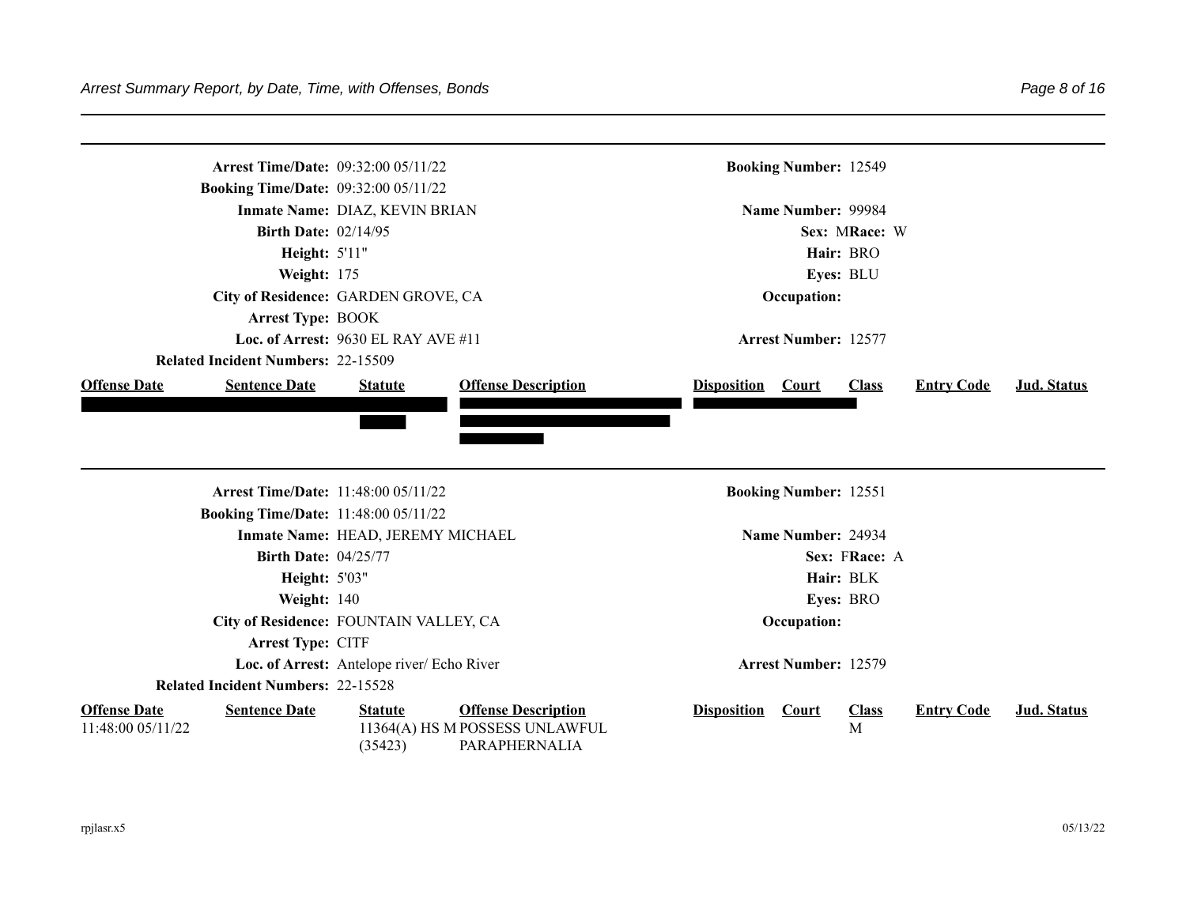**Arrest Time/Date:** 09:32:00 05/11/22 **Booking Number:** 12549
**Booking Time/Date:** 09:32:00 05/11/22
**Inmate Name:** DIAZ, KEVIN BRIAN **Name Number:** 99984
**Birth Date:** 02/14/95 **Sex:** M **Race:** W
**Height:** 5'11" **Hair:** BRO
**Weight:** 175 **Eyes:** BLU
**City of Residence:** GARDEN GROVE, CA **Occupation:**
**Arrest Type:** BOOK
**Loc. of Arrest:** 9630 EL RAY AVE #11 **Arrest Number:** 12577
**Related Incident Numbers:** 22-15509

| Offense Date | Sentence Date | Statute | Offense Description | Disposition | Court | Class | Entry Code | Jud. Status |
|---|---|---|---|---|---|---|---|---|
| [REDACTED] | [REDACTED] | [REDACTED] | [REDACTED] | [REDACTED] | [REDACTED] | | | |

---

**Arrest Time/Date:** 11:48:00 05/11/22 **Booking Number:** 12551
**Booking Time/Date:** 11:48:00 05/11/22
**Inmate Name:** HEAD, JEREMY MICHAEL **Name Number:** 24934
**Birth Date:** 04/25/77 **Sex:** F **Race:** A
**Height:** 5'03" **Hair:** BLK
**Weight:** 140 **Eyes:** BRO
**City of Residence:** FOUNTAIN VALLEY, CA **Occupation:**
**Arrest Type:** CITF
**Loc. of Arrest:** Antelope river/ Echo River **Arrest Number:** 12579
**Related Incident Numbers:** 22-15528

| Offense Date | Sentence Date | Statute | Offense Description | Disposition | Court | Class | Entry Code | Jud. Status |
|---|---|---|---|---|---|---|---|---|
| 11:48:00 05/11/22 | | 11364(A) HS M (35423) | POSSESS UNLAWFUL PARAPHERNALIA | | | M | | |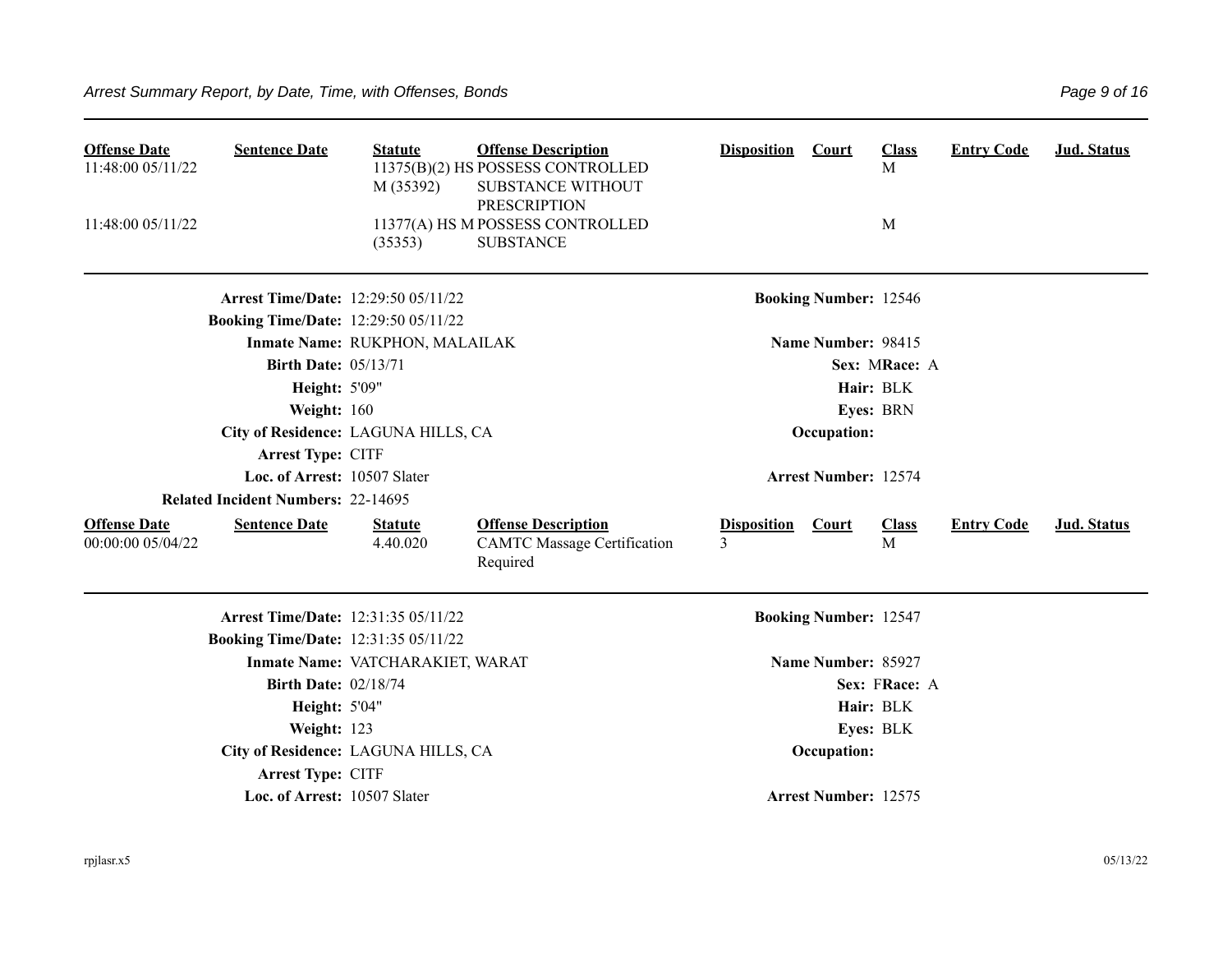| Offense Date | Sentence Date | Statute | Offense Description | Disposition | Court | Class | Entry Code | Jud. Status |
|---|---|---|---|---|---|---|---|---|
| 11:48:00 05/11/22 | | 11375(B)(2) HS M (35392) | POSSESS CONTROLLED SUBSTANCE WITHOUT PRESCRIPTION | | | M | | |
| 11:48:00 05/11/22 | | 11377(A) HS M (35353) | POSSESS CONTROLLED SUBSTANCE | | | M | | |

---

**Arrest Time/Date:** 12:29:50 05/11/22
**Booking Number:** 12546
**Booking Time/Date:** 12:29:50 05/11/22
**Inmate Name:** RUKPHON, MALAILAK
**Name Number:** 98415
**Birth Date:** 05/13/71
**Sex:** M **Race:** A
**Height:** 5'09"
**Hair:** BLK
**Weight:** 160
**Eyes:** BRN
**City of Residence:** LAGUNA HILLS, CA
**Occupation:**
**Arrest Type:** CITF
**Loc. of Arrest:** 10507 Slater
**Arrest Number:** 12574
**Related Incident Numbers:** 22-14695

| Offense Date | Sentence Date | Statute | Offense Description | Disposition | Court | Class | Entry Code | Jud. Status |
|---|---|---|---|---|---|---|---|---|
| 00:00:00 05/04/22 | | 4.40.020 | CAMTC Massage Certification Required | 3 | | M | | |

---

**Arrest Time/Date:** 12:31:35 05/11/22
**Booking Number:** 12547
**Booking Time/Date:** 12:31:35 05/11/22
**Inmate Name:** VATCHARAKIET, WARAT
**Name Number:** 85927
**Birth Date:** 02/18/74
**Sex:** F **Race:** A
**Height:** 5'04"
**Hair:** BLK
**Weight:** 123
**Eyes:** BLK
**City of Residence:** LAGUNA HILLS, CA
**Occupation:**
**Arrest Type:** CITF
**Loc. of Arrest:** 10507 Slater
**Arrest Number:** 12575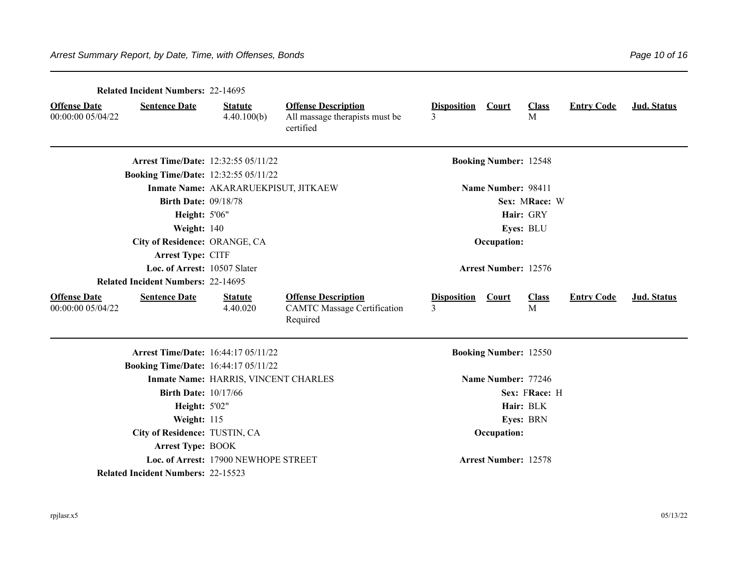**Related Incident Numbers:** 22-14695

| Offense Date | Sentence Date | Statute | Offense Description | Disposition | Court | Class | Entry Code | Jud. Status |
|---|---|---|---|---|---|---|---|---|
| 00:00:00 05/04/22 | | 4.40.100(b) | All massage therapists must be certified | 3 | | M | | |

---

**Arrest Time/Date:** 12:32:55 05/11/22
**Booking Number:** 12548
**Booking Time/Date:** 12:32:55 05/11/22
**Inmate Name:** AKARARUEKPISUT, JITKAEW
**Name Number:** 98411
**Birth Date:** 09/18/78
**Sex:** M **Race:** W
**Height:** 5'06"
**Hair:** GRY
**Weight:** 140
**Eyes:** BLU
**City of Residence:** ORANGE, CA
**Occupation:**
**Arrest Type:** CITF
**Loc. of Arrest:** 10507 Slater
**Arrest Number:** 12576
**Related Incident Numbers:** 22-14695

| Offense Date | Sentence Date | Statute | Offense Description | Disposition | Court | Class | Entry Code | Jud. Status |
|---|---|---|---|---|---|---|---|---|
| 00:00:00 05/04/22 | | 4.40.020 | CAMTC Massage Certification Required | 3 | | M | | |

---

**Arrest Time/Date:** 16:44:17 05/11/22
**Booking Number:** 12550
**Booking Time/Date:** 16:44:17 05/11/22
**Inmate Name:** HARRIS, VINCENT CHARLES
**Name Number:** 77246
**Birth Date:** 10/17/66
**Sex:** F **Race:** H
**Height:** 5'02"
**Hair:** BLK
**Weight:** 115
**Eyes:** BRN
**City of Residence:** TUSTIN, CA
**Occupation:**
**Arrest Type:** BOOK
**Loc. of Arrest:** 17900 NEWHOPE STREET
**Arrest Number:** 12578
**Related Incident Numbers:** 22-15523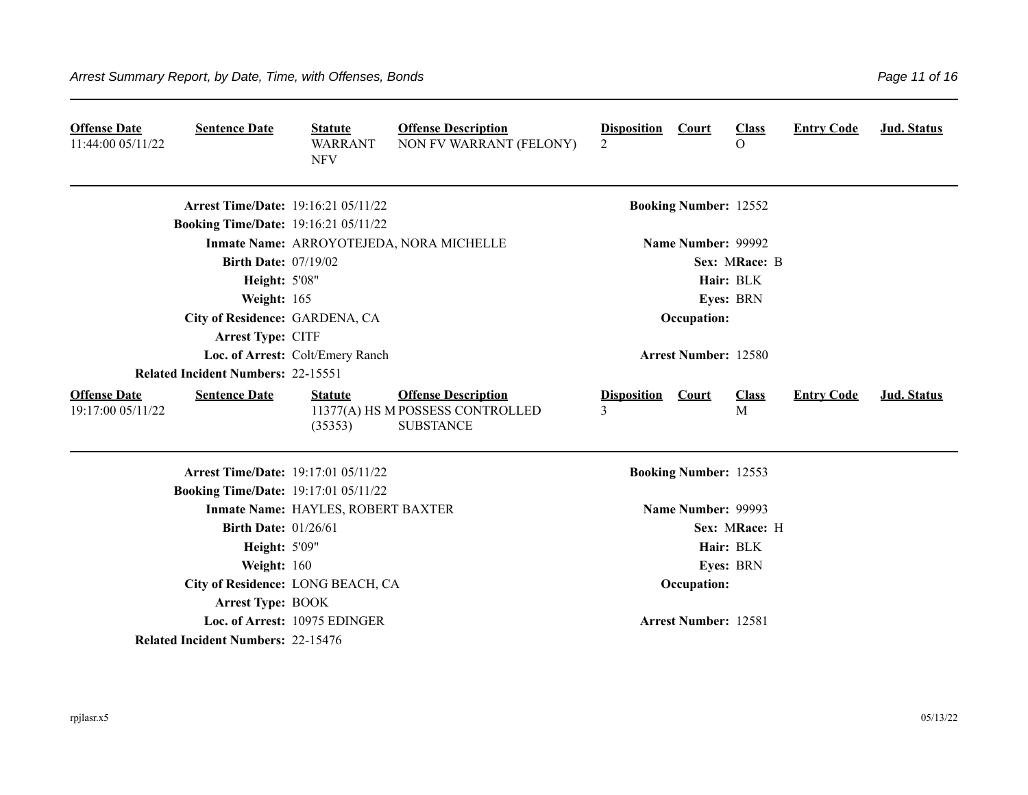| Offense Date | Sentence Date | Statute | Offense Description | Disposition | Court | Class | Entry Code | Jud. Status |
|---|---|---|---|---|---|---|---|---|
| 11:44:00 05/11/22 | | WARRANT NFV | NON FV WARRANT (FELONY) | 2 | | O | | |

**Arrest Time/Date:** 19:16:21 05/11/22
**Booking Number:** 12552
**Booking Time/Date:** 19:16:21 05/11/22
**Inmate Name:** ARROYOTEJEDA, NORA MICHELLE
**Name Number:** 99992
**Birth Date:** 07/19/02
**Sex:** M **Race:** B
**Height:** 5'08"
**Hair:** BLK
**Weight:** 165
**Eyes:** BRN
**City of Residence:** GARDENA, CA
**Occupation:**
**Arrest Type:** CITF
**Loc. of Arrest:** Colt/Emery Ranch
**Arrest Number:** 12580
**Related Incident Numbers:** 22-15551

| Offense Date | Sentence Date | Statute | Offense Description | Disposition | Court | Class | Entry Code | Jud. Status |
|---|---|---|---|---|---|---|---|---|
| 19:17:00 05/11/22 | | 11377(A) HS M (35353) | POSSESS CONTROLLED SUBSTANCE | 3 | | M | | |

**Arrest Time/Date:** 19:17:01 05/11/22
**Booking Number:** 12553
**Booking Time/Date:** 19:17:01 05/11/22
**Inmate Name:** HAYLES, ROBERT BAXTER
**Name Number:** 99993
**Birth Date:** 01/26/61
**Sex:** M **Race:** H
**Height:** 5'09"
**Hair:** BLK
**Weight:** 160
**Eyes:** BRN
**City of Residence:** LONG BEACH, CA
**Occupation:**
**Arrest Type:** BOOK
**Loc. of Arrest:** 10975 EDINGER
**Arrest Number:** 12581
**Related Incident Numbers:** 22-15476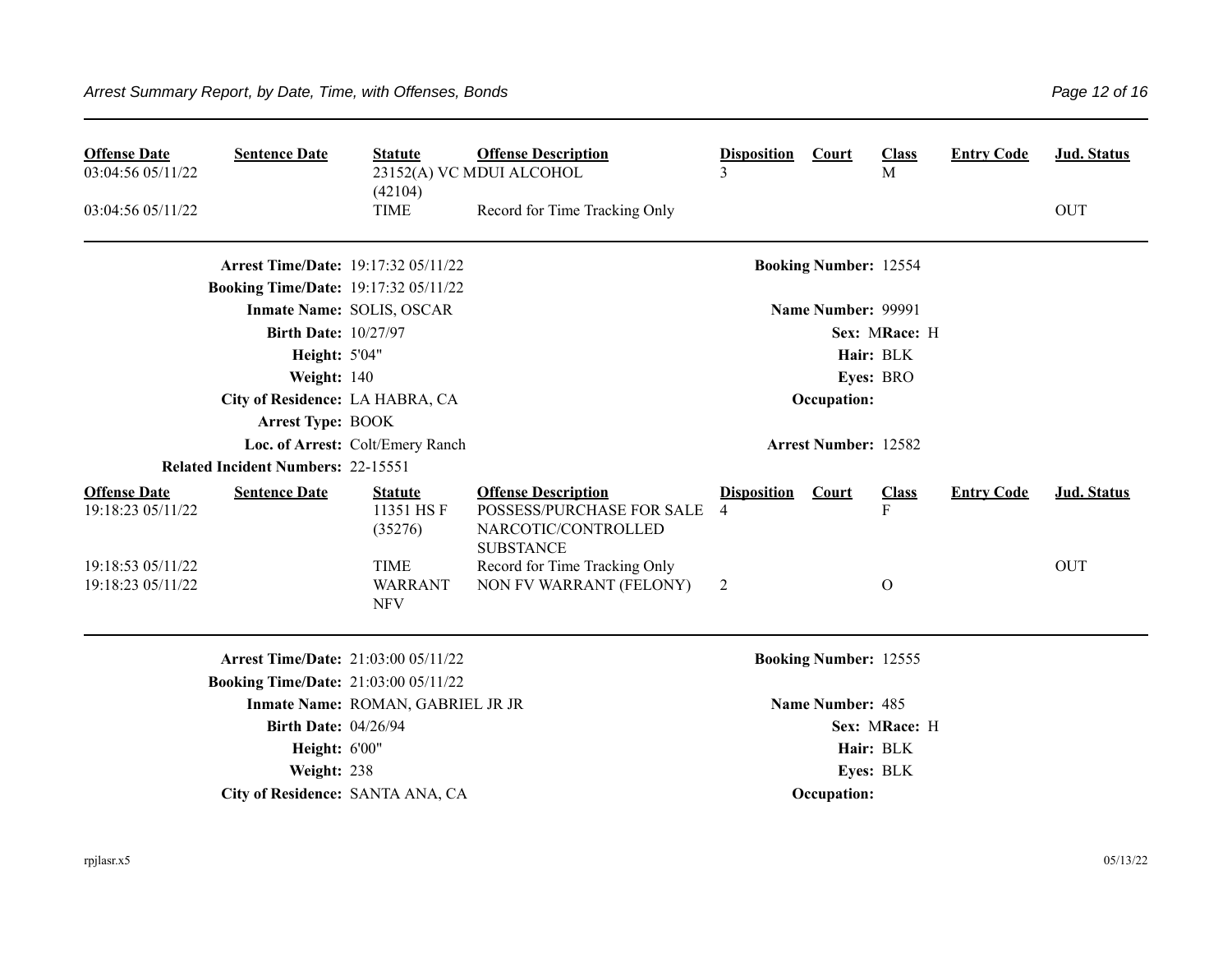| Offense Date | Sentence Date | Statute | Offense Description | Disposition | Court | Class | Entry Code | Jud. Status |
|---|---|---|---|---|---|---|---|---|
| 03:04:56 05/11/22 | | 23152(A) VC (42104) | MDUI ALCOHOL | 3 | | M | | |
| 03:04:56 05/11/22 | | TIME | Record for Time Tracking Only | | | | | OUT |

**Arrest Time/Date:** 19:17:32 05/11/22 **Booking Number:** 12554

**Booking Time/Date:** 19:17:32 05/11/22

**Inmate Name:** SOLIS, OSCAR **Name Number:** 99991

**Birth Date:** 10/27/97 **Sex:** M **Race:** H

**Height:** 5'04" **Hair:** BLK

**Weight:** 140 **Eyes:** BRO

**City of Residence:** LA HABRA, CA **Occupation:**

**Arrest Type:** BOOK

**Loc. of Arrest:** Colt/Emery Ranch **Arrest Number:** 12582

**Related Incident Numbers:** 22-15551

| Offense Date | Sentence Date | Statute | Offense Description | Disposition | Court | Class | Entry Code | Jud. Status |
|---|---|---|---|---|---|---|---|---|
| 19:18:23 05/11/22 | | 11351 HS F (35276) | POSSESS/PURCHASE FOR SALE NARCOTIC/CONTROLLED SUBSTANCE | 4 | | F | | |
| 19:18:53 05/11/22 | | TIME | Record for Time Tracking Only | | | | | OUT |
| 19:18:23 05/11/22 | | WARRANT NFV | NON FV WARRANT (FELONY) | 2 | | O | | |

**Arrest Time/Date:** 21:03:00 05/11/22 **Booking Number:** 12555

**Booking Time/Date:** 21:03:00 05/11/22

**Inmate Name:** ROMAN, GABRIEL JR JR **Name Number:** 485

**Birth Date:** 04/26/94 **Sex:** M **Race:** H

**Height:** 6'00" **Hair:** BLK

**Weight:** 238 **Eyes:** BLK

**City of Residence:** SANTA ANA, CA **Occupation:**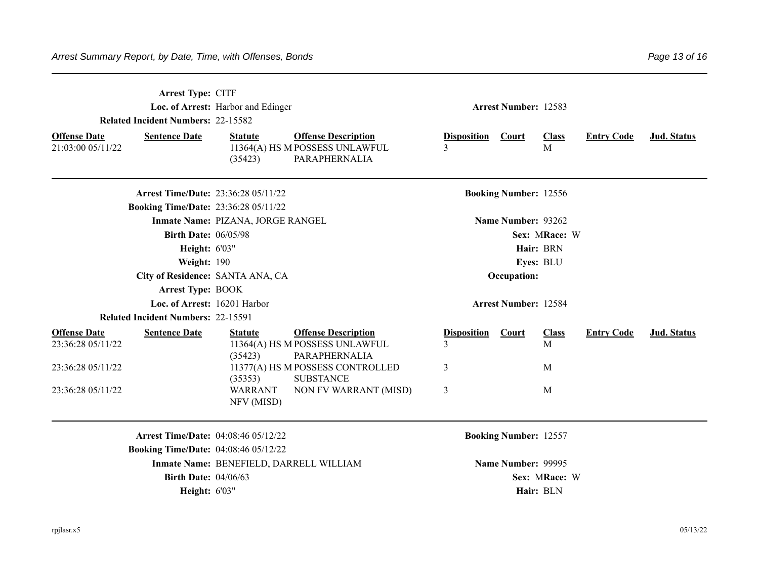**Arrest Type:** CITF

**Loc. of Arrest:** Harbor and Edinger

**Arrest Number:** 12583

**Related Incident Numbers:** 22-15582

| Offense Date | Sentence Date | Statute | Offense Description | Disposition | Court | Class | Entry Code | Jud. Status |
|---|---|---|---|---|---|---|---|---|
| 21:03:00 05/11/22 | | 11364(A) HS M (35423) | POSSESS UNLAWFUL PARAPHERNALIA | 3 | | M | | |

---

**Arrest Time/Date:** 23:36:28 05/11/22

**Booking Number:** 12556

**Booking Time/Date:** 23:36:28 05/11/22

**Inmate Name:** PIZANA, JORGE RANGEL

**Name Number:** 93262

**Birth Date:** 06/05/98

**Sex:** M **Race:** W

**Height:** 6'03"

**Hair:** BRN

**Weight:** 190

**Eyes:** BLU

**City of Residence:** SANTA ANA, CA

**Occupation:**

**Arrest Type:** BOOK

**Loc. of Arrest:** 16201 Harbor

**Arrest Number:** 12584

**Related Incident Numbers:** 22-15591

| Offense Date | Sentence Date | Statute | Offense Description | Disposition | Court | Class | Entry Code | Jud. Status |
|---|---|---|---|---|---|---|---|---|
| 23:36:28 05/11/22 | | 11364(A) HS M (35423) | POSSESS UNLAWFUL PARAPHERNALIA | 3 | | M | | |
| 23:36:28 05/11/22 | | 11377(A) HS M (35353) | POSSESS CONTROLLED SUBSTANCE | 3 | | M | | |
| 23:36:28 05/11/22 | | WARRANT NFV (MISD) | NON FV WARRANT (MISD) | 3 | | M | | |

---

**Arrest Time/Date:** 04:08:46 05/12/22

**Booking Number:** 12557

**Booking Time/Date:** 04:08:46 05/12/22

**Inmate Name:** BENEFIELD, DARRELL WILLIAM

**Name Number:** 99995

**Birth Date:** 04/06/63

**Sex:** M **Race:** W

**Height:** 6'03"

**Hair:** BLN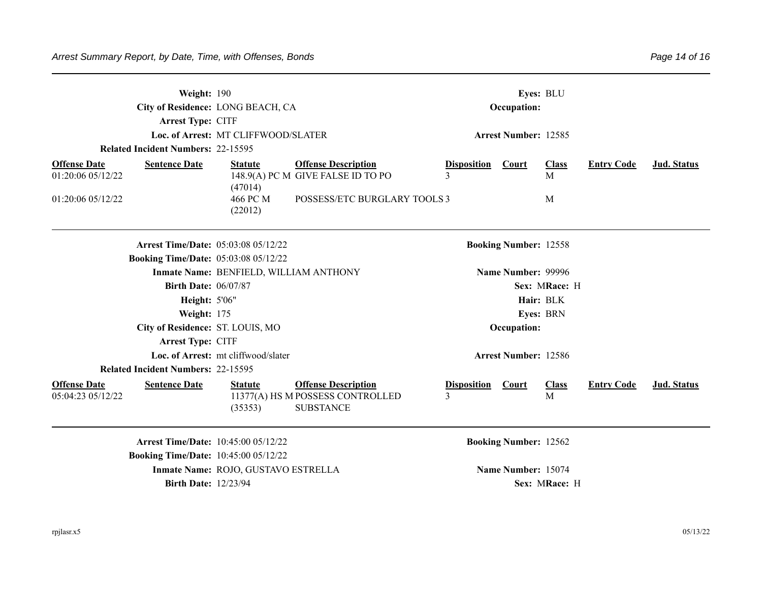**Weight:** 190 **Eyes:** BLU

**City of Residence:** LONG BEACH, CA **Occupation:**

**Arrest Type:** CITF

**Loc. of Arrest:** MT CLIFFWOOD/SLATER **Arrest Number:** 12585

**Related Incident Numbers:** 22-15595

| Offense Date | Sentence Date | Statute | Offense Description | Disposition | Court | Class | Entry Code | Jud. Status |
|---|---|---|---|---|---|---|---|---|
| 01:20:06 05/12/22 | | 148.9(A) PC M (47014) | GIVE FALSE ID TO PO | 3 | | M | | |
| 01:20:06 05/12/22 | | 466 PC M (22012) | POSSESS/ETC BURGLARY TOOLS | 3 | | M | | |

---

**Arrest Time/Date:** 05:03:08 05/12/22 **Booking Number:** 12558

**Booking Time/Date:** 05:03:08 05/12/22

**Inmate Name:** BENFIELD, WILLIAM ANTHONY **Name Number:** 99996

**Birth Date:** 06/07/87 **Sex:** M **Race:** H

**Height:** 5'06" **Hair:** BLK

**Weight:** 175 **Eyes:** BRN

**City of Residence:** ST. LOUIS, MO **Occupation:**

**Arrest Type:** CITF

**Loc. of Arrest:** mt cliffwood/slater **Arrest Number:** 12586

**Related Incident Numbers:** 22-15595

| Offense Date | Sentence Date | Statute | Offense Description | Disposition | Court | Class | Entry Code | Jud. Status |
|---|---|---|---|---|---|---|---|---|
| 05:04:23 05/12/22 | | 11377(A) HS M (35353) | POSSESS CONTROLLED SUBSTANCE | 3 | | M | | |

---

**Arrest Time/Date:** 10:45:00 05/12/22 **Booking Number:** 12562

**Booking Time/Date:** 10:45:00 05/12/22

**Inmate Name:** ROJO, GUSTAVO ESTRELLA **Name Number:** 15074

**Birth Date:** 12/23/94 **Sex:** M **Race:** H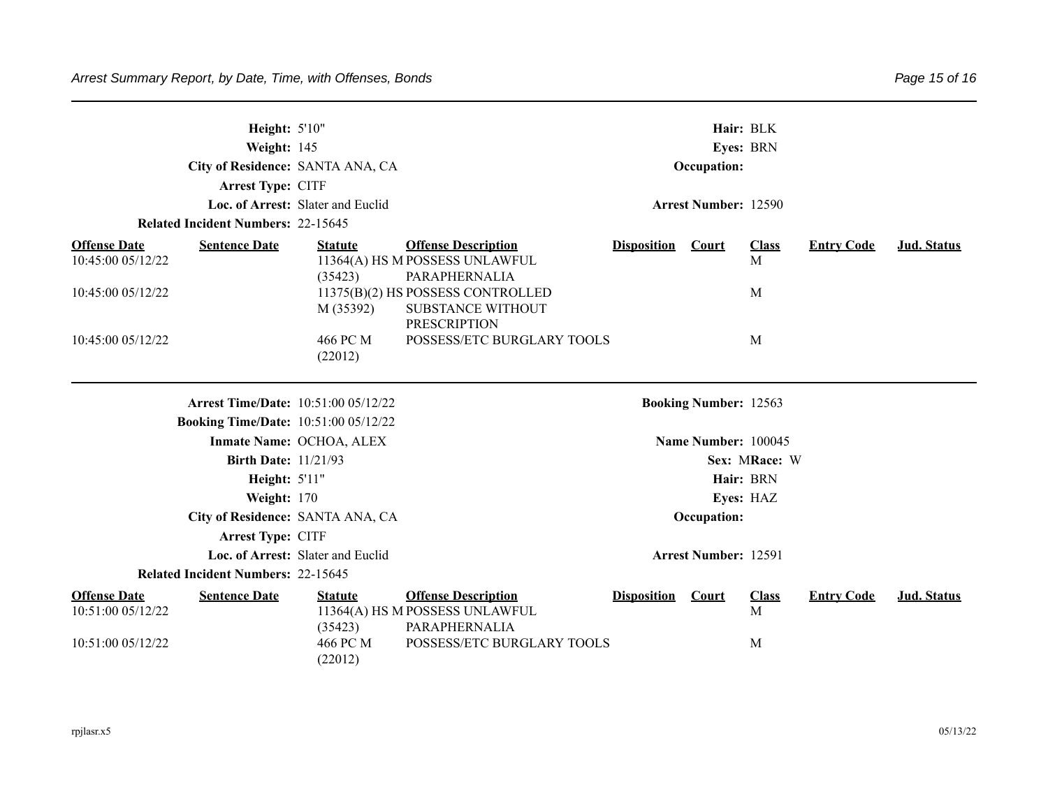**Height:** 5'10" **Hair:** BLK
**Weight:** 145 **Eyes:** BRN
**City of Residence:** SANTA ANA, CA **Occupation:**
**Arrest Type:** CITF
**Loc. of Arrest:** Slater and Euclid **Arrest Number:** 12590
**Related Incident Numbers:** 22-15645

| Offense Date | Sentence Date | Statute | Offense Description | Disposition | Court | Class | Entry Code | Jud. Status |
|---|---|---|---|---|---|---|---|---|
| 10:45:00 05/12/22 | | 11364(A) HS M (35423) | POSSESS UNLAWFUL PARAPHERNALIA | | | M | | |
| 10:45:00 05/12/22 | | 11375(B)(2) HS M (35392) | POSSESS CONTROLLED SUBSTANCE WITHOUT PRESCRIPTION | | | M | | |
| 10:45:00 05/12/22 | | 466 PC M (22012) | POSSESS/ETC BURGLARY TOOLS | | | M | | |

---

**Arrest Time/Date:** 10:51:00 05/12/22 **Booking Number:** 12563
**Booking Time/Date:** 10:51:00 05/12/22
**Inmate Name:** OCHOA, ALEX **Name Number:** 100045
**Birth Date:** 11/21/93 **Sex:** M **Race:** W
**Height:** 5'11" **Hair:** BRN
**Weight:** 170 **Eyes:** HAZ
**City of Residence:** SANTA ANA, CA **Occupation:**
**Arrest Type:** CITF
**Loc. of Arrest:** Slater and Euclid **Arrest Number:** 12591
**Related Incident Numbers:** 22-15645

| Offense Date | Sentence Date | Statute | Offense Description | Disposition | Court | Class | Entry Code | Jud. Status |
|---|---|---|---|---|---|---|---|---|
| 10:51:00 05/12/22 | | 11364(A) HS M (35423) | POSSESS UNLAWFUL PARAPHERNALIA | | | M | | |
| 10:51:00 05/12/22 | | 466 PC M (22012) | POSSESS/ETC BURGLARY TOOLS | | | M | | |

rpjlasr.x5 05/13/22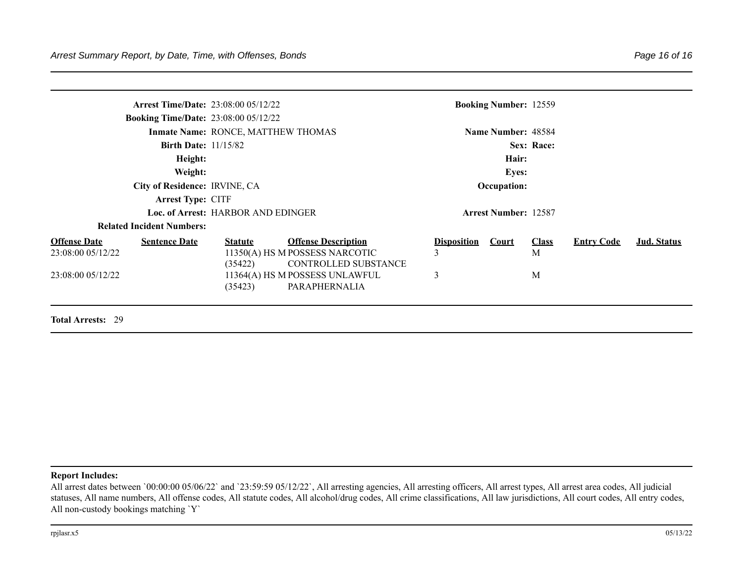**Arrest Time/Date:** 23:08:00 05/12/22 **Booking Number:** 12559
**Booking Time/Date:** 23:08:00 05/12/22
**Inmate Name:** RONCE, MATTHEW THOMAS **Name Number:** 48584
**Birth Date:** 11/15/82 **Sex:** **Race:**
**Height:** **Hair:**
**Weight:** **Eyes:**
**City of Residence:** IRVINE, CA **Occupation:**
**Arrest Type:** CITF
**Loc. of Arrest:** HARBOR AND EDINGER **Arrest Number:** 12587
**Related Incident Numbers:**

| Offense Date | Sentence Date | Statute | Offense Description | Disposition | Court | Class | Entry Code | Jud. Status |
|---|---|---|---|---|---|---|---|---|
| 23:08:00 05/12/22 | | 11350(A) HS M (35422) | POSSESS NARCOTIC CONTROLLED SUBSTANCE | 3 | | M | | |
| 23:08:00 05/12/22 | | 11364(A) HS M (35423) | POSSESS UNLAWFUL PARAPHERNALIA | 3 | | M | | |

**Total Arrests:** 29

**Report Includes:**

All arrest dates between `00:00:00 05/06/22` and `23:59:59 05/12/22`, All arresting agencies, All arresting officers, All arrest types, All arrest area codes, All judicial statuses, All name numbers, All offense codes, All statute codes, All alcohol/drug codes, All crime classifications, All law jurisdictions, All court codes, All entry codes, All non-custody bookings matching `Y`

rpjlasr.x5 05/13/22